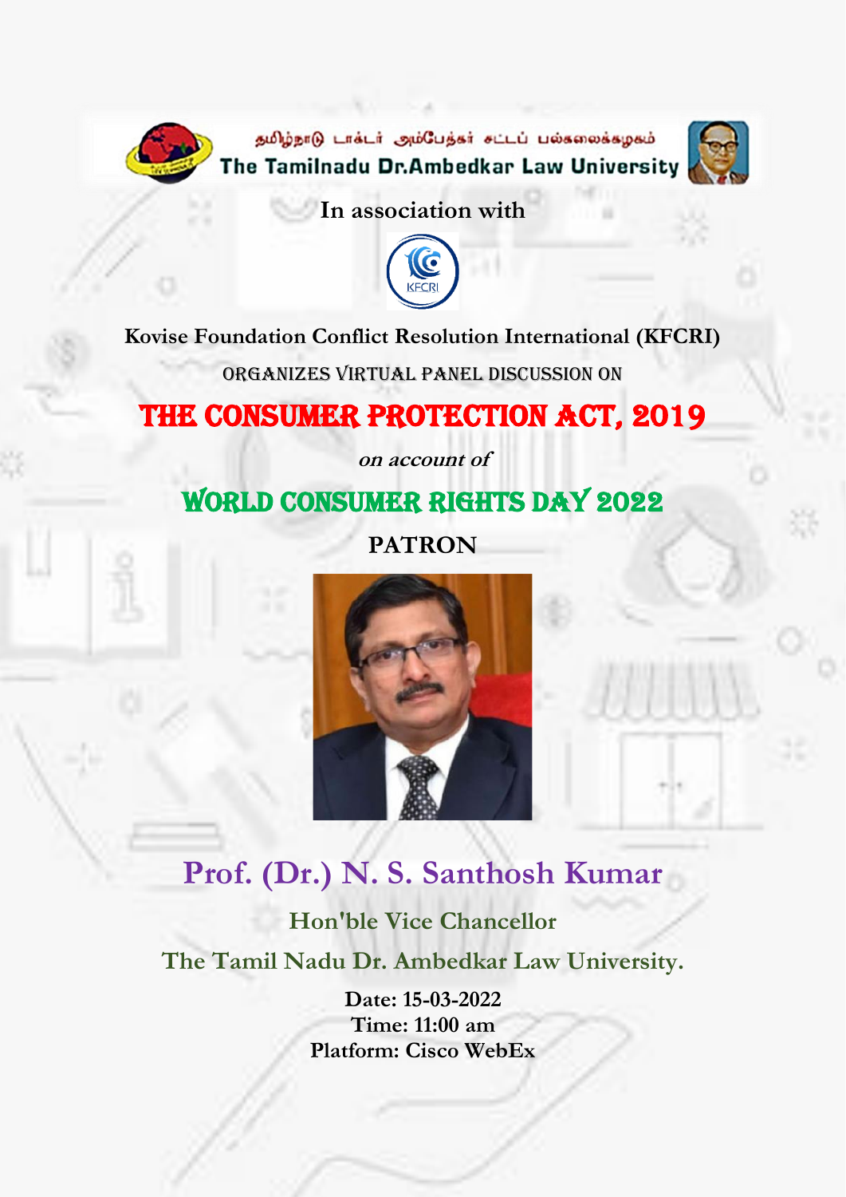தமிழ்நாடு டாக்டர் அம்பேத்கர் சட்டப் பல்கலைக்கழகம்

**The Tamilnadu Dr.Ambedkar Law University**

**In association with**

**Kovise Foundation Conflict Resolution International (KFCRI)**

ORGANIZES VIRTUAL PANEL DISCUSSION ON

# THE CONSUMER PROTECTION ACT, 2019

*on account of*

## WORLD CONSUMER RIGHTS DAY 2022

**PATRON**

## Prof. (Dr.) N. S. Santhosh Kumar

**Hon'ble Vice Chancellor**

**The Tamil Nadu Dr. Ambedkar Law University.**

**Date: 15-03-2022**
**Time: 11:00 am**
**Platform: Cisco WebEx**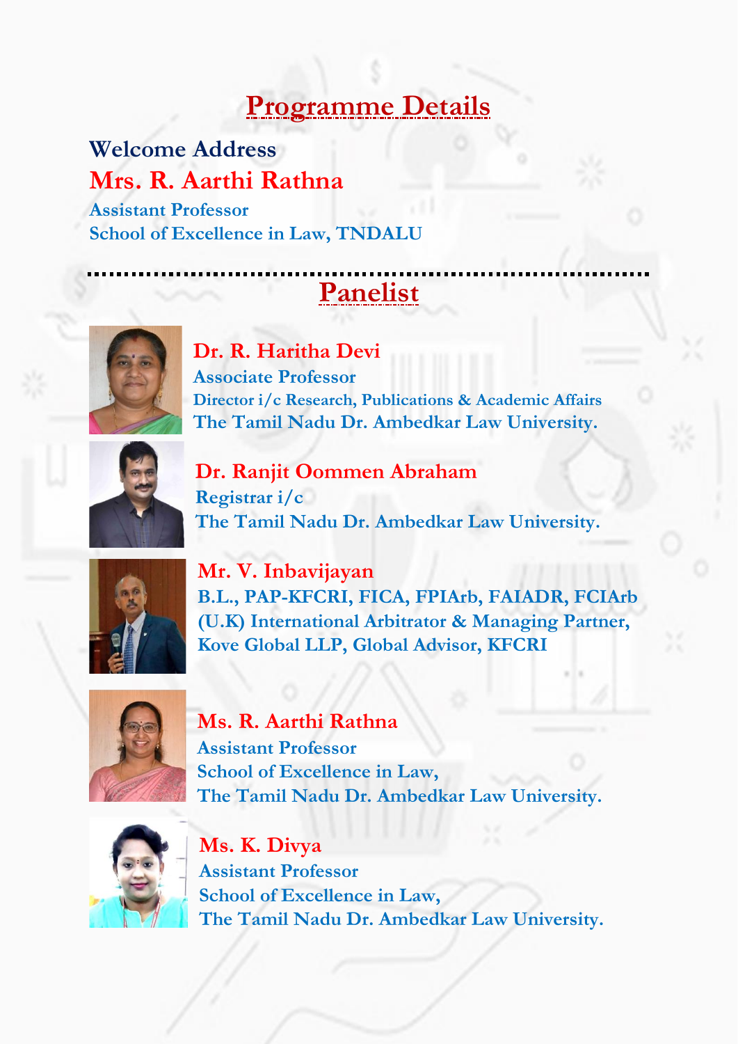## Programme Details

### Welcome Address

**Mrs. R. Aarthi Rathna**

Assistant Professor
School of Excellence in Law, TNDALU

---

## Panelist

**Dr. R. Haritha Devi**
Associate Professor
Director i/c Research, Publications & Academic Affairs
The Tamil Nadu Dr. Ambedkar Law University.

**Dr. Ranjit Oommen Abraham**
Registrar i/c
The Tamil Nadu Dr. Ambedkar Law University.

**Mr. V. Inbavijayan**
B.L., PAP-KFCRI, FICA, FPIArb, FAIADR, FCIArb (U.K) International Arbitrator & Managing Partner, Kove Global LLP, Global Advisor, KFCRI

**Ms. R. Aarthi Rathna**
Assistant Professor
School of Excellence in Law,
The Tamil Nadu Dr. Ambedkar Law University.

**Ms. K. Divya**
Assistant Professor
School of Excellence in Law,
The Tamil Nadu Dr. Ambedkar Law University.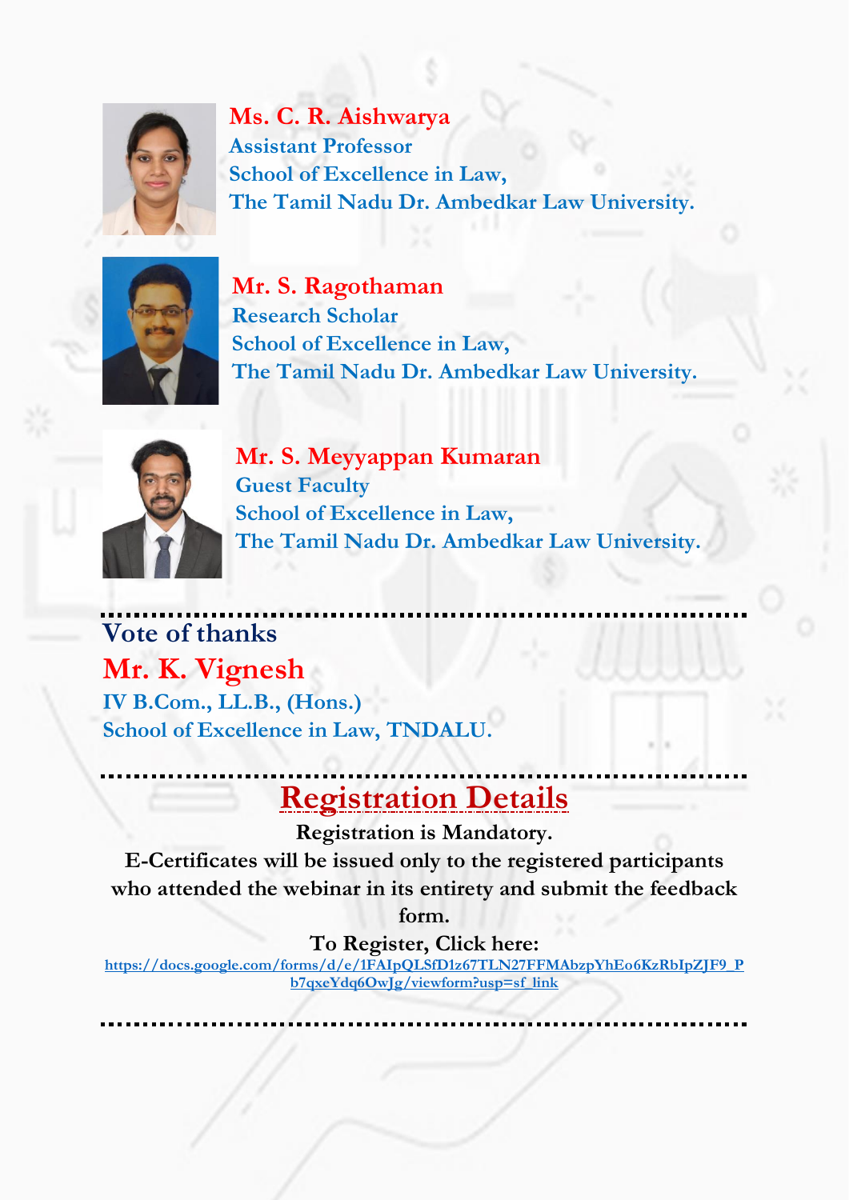**Ms. C. R. Aishwarya**
Assistant Professor
School of Excellence in Law,
The Tamil Nadu Dr. Ambedkar Law University.

**Mr. S. Ragothaman**
Research Scholar
School of Excellence in Law,
The Tamil Nadu Dr. Ambedkar Law University.

**Mr. S. Meyyappan Kumaran**
Guest Faculty
School of Excellence in Law,
The Tamil Nadu Dr. Ambedkar Law University.

---

## Vote of thanks

**Mr. K. Vignesh**
IV B.Com., LL.B., (Hons.)
School of Excellence in Law, TNDALU.

---

## Registration Details

**Registration is Mandatory.**

**E-Certificates will be issued only to the registered participants who attended the webinar in its entirety and submit the feedback form.**

**To Register, Click here:**

https://docs.google.com/forms/d/e/1FAIpQLSfD1z67TLN27FFMAbzpYhEo6KzRbIpZJF9_Pb7qxeYdq6OwJg/viewform?usp=sf_link

---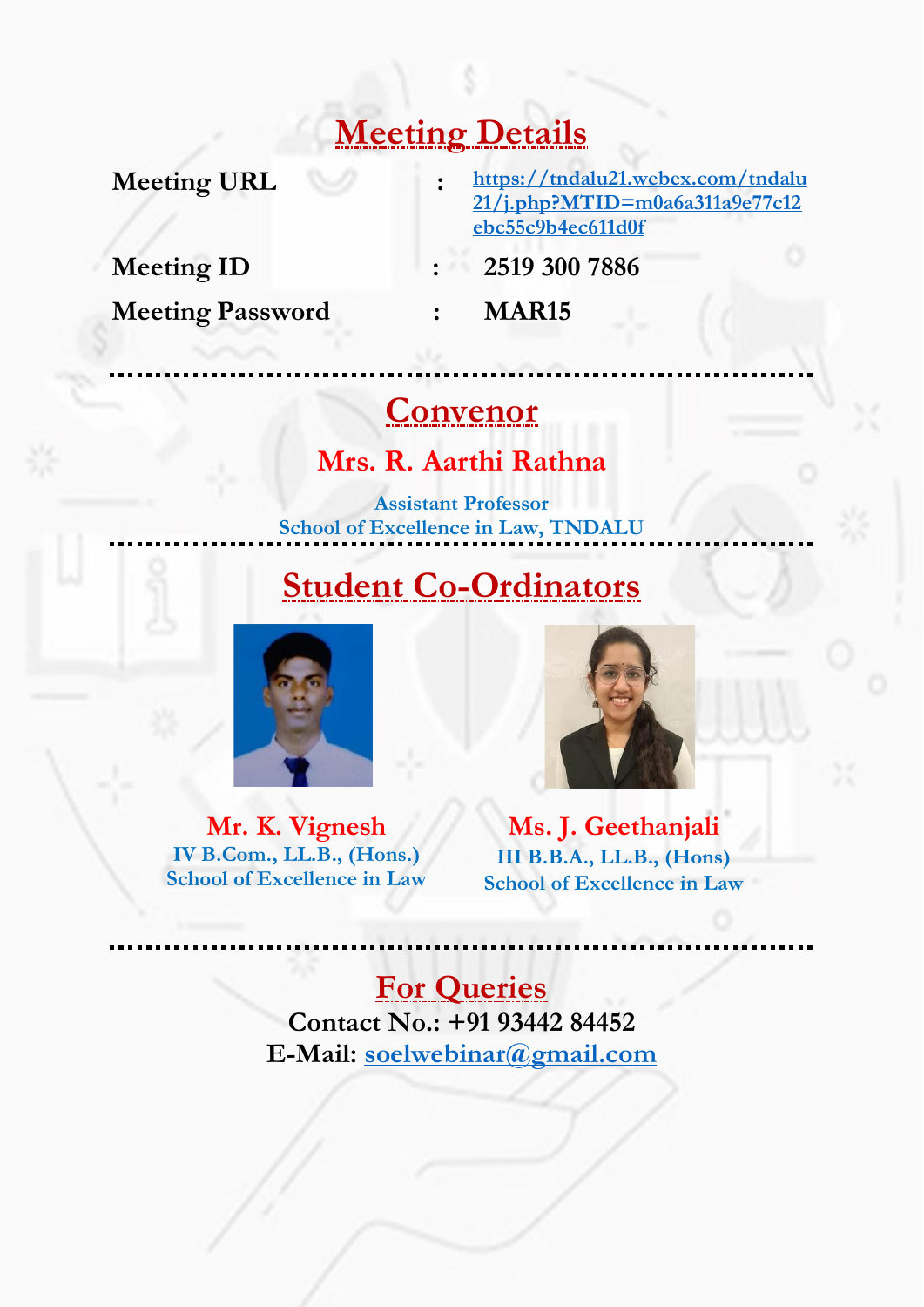## Meeting Details

| | | |
|---|---|---|
| **Meeting URL** | : | https://tndalu21.webex.com/tndalu21/j.php?MTID=m0a6a311a9e77c12ebc55c9b4ec611d0f |
| **Meeting ID** | : | **2519 300 7886** |
| **Meeting Password** | : | **MAR15** |

## Convenor

### Mrs. R. Aarthi Rathna

Assistant Professor
School of Excellence in Law, TNDALU

## Student Co-Ordinators

**Mr. K. Vignesh**
IV B.Com., LL.B., (Hons.)
School of Excellence in Law

**Ms. J. Geethanjali**
III B.B.A., LL.B., (Hons)
School of Excellence in Law

## For Queries

**Contact No.: +91 93442 84452**
**E-Mail:** soelwebinar@gmail.com